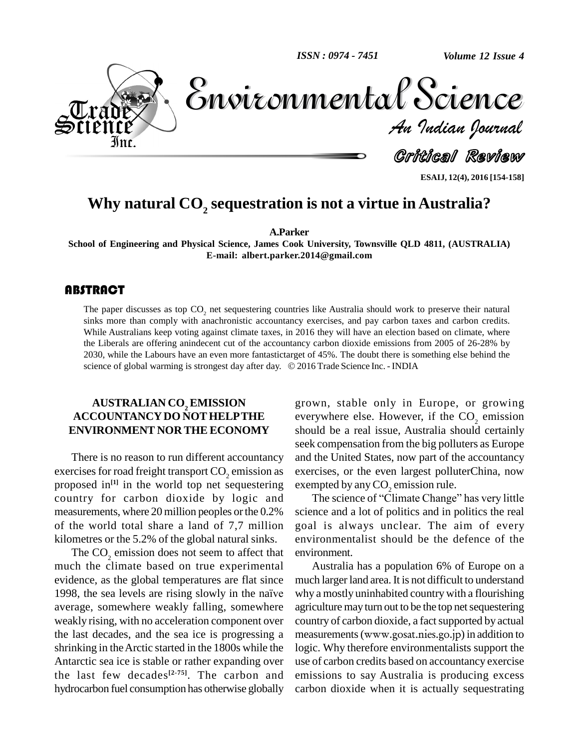# Why natural $CO_2$ sequestration is not a virtue in Australia?

**A.Parker**

**School of Engineering and Physical Science, James Cook University, Townsville QLD 4811, (AUSTRALIA)**
**E-mail: albert.parker.2014@gmail.com**

## ABSTRACT

The paper discusses as top $CO_2$ net sequestering countries like Australia should work to preserve their natural sinks more than comply with anachronistic accountancy exercises, and pay carbon taxes and carbon credits. While Australians keep voting against climate taxes, in 2016 they will have an election based on climate, where the Liberals are offering anindecent cut of the accountancy carbon dioxide emissions from 2005 of 26-28% by 2030, while the Labours have an even more fantastictarget of 45%. The doubt there is something else behind the science of global warming is strongest day after day. © 2016 Trade Science Inc. - INDIA

## AUSTRALIAN $CO_2$ EMISSION ACCOUNTANCY DO NOT HELP THE ENVIRONMENT NOR THE ECONOMY

There is no reason to run different accountancy exercises for road freight transport $CO_2$ emission as proposed in[1] in the world top net sequestering country for carbon dioxide by logic and measurements, where 20 million peoples or the 0.2% of the world total share a land of 7,7 million kilometres or the 5.2% of the global natural sinks.

The $CO_2$ emission does not seem to affect that much the climate based on true experimental evidence, as the global temperatures are flat since 1998, the sea levels are rising slowly in the naïve average, somewhere weakly falling, somewhere weakly rising, with no acceleration component over the last decades, and the sea ice is progressing a shrinking in the Arctic started in the 1800s while the Antarctic sea ice is stable or rather expanding over the last few decades[2-75]. The carbon and hydrocarbon fuel consumption has otherwise globally grown, stable only in Europe, or growing everywhere else. However, if the $CO_2$ emission should be a real issue, Australia should certainly seek compensation from the big polluters as Europe and the United States, now part of the accountancy exercises, or the even largest polluterChina, now exempted by any $CO_2$ emission rule.

The science of "Climate Change" has very little science and a lot of politics and in politics the real goal is always unclear. The aim of every environmentalist should be the defence of the environment.

Australia has a population 6% of Europe on a much larger land area. It is not difficult to understand why a mostly uninhabited country with a flourishing agriculture may turn out to be the top net sequestering country of carbon dioxide, a fact supported by actual measurements (www.gosat.nies.go.jp) in addition to logic. Why therefore environmentalists support the use of carbon credits based on accountancy exercise emissions to say Australia is producing excess carbon dioxide when it is actually sequestrating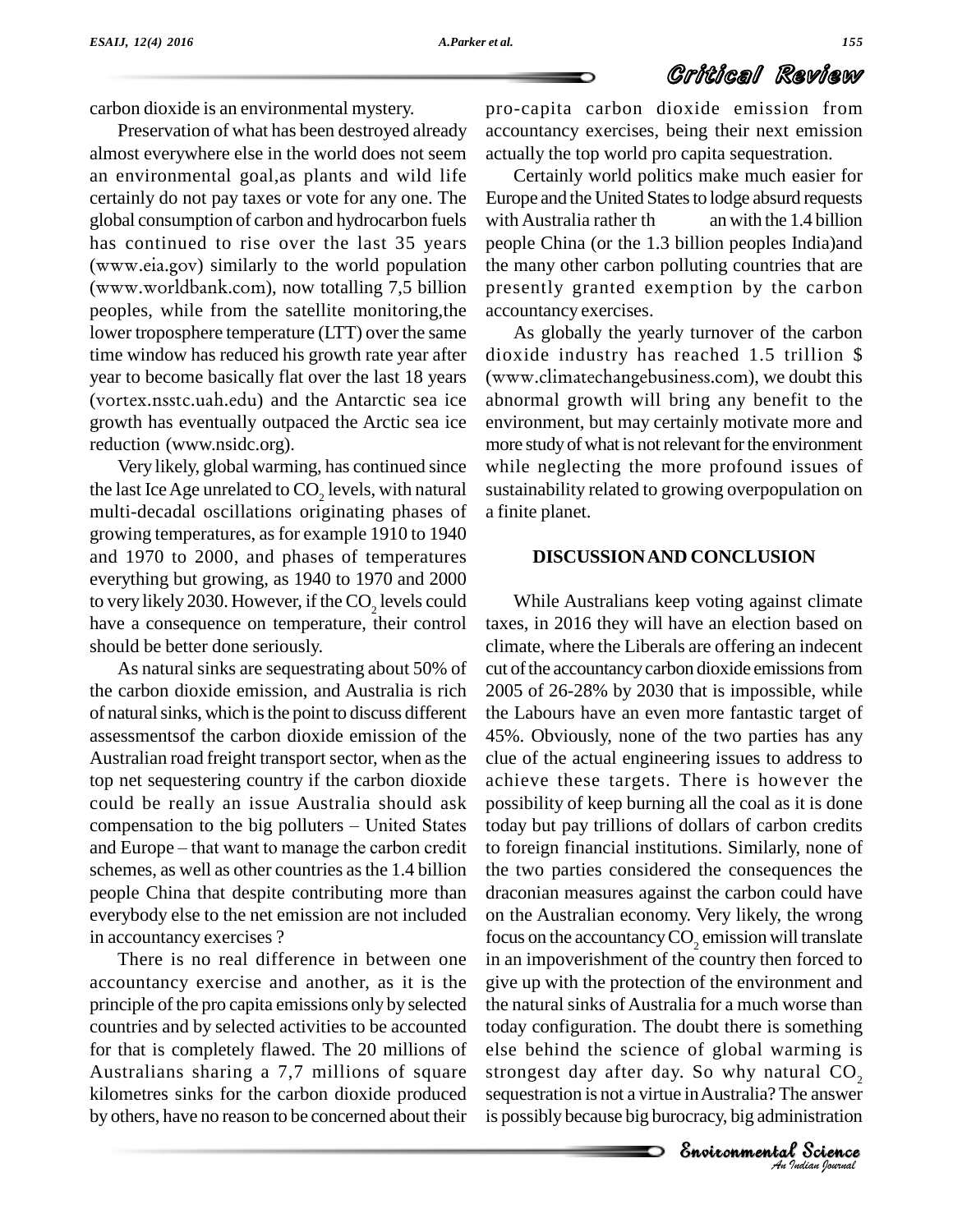carbon dioxide is an environmental mystery.

Preservation of what has been destroyed already almost everywhere else in the world does not seem an environmental goal,as plants and wild life certainly do not pay taxes or vote for any one. The global consumption of carbon and hydrocarbon fuels has continued to rise over the last 35 years (www.eia.gov) similarly to the world population (www.worldbank.com), now totalling 7,5 billion peoples, while from the satellite monitoring,the lower troposphere temperature (LTT) over the same time window has reduced his growth rate year after year to become basically flat over the last 18 years (vortex.nsstc.uah.edu) and the Antarctic sea ice growth has eventually outpaced the Arctic sea ice reduction (www.nsidc.org).

Very likely, global warming, has continued since the last Ice Age unrelated to $CO_2$ levels, with natural multi-decadal oscillations originating phases of growing temperatures, as for example 1910 to 1940 and 1970 to 2000, and phases of temperatures everything but growing, as 1940 to 1970 and 2000 to very likely 2030. However, if the $CO_2$ levels could have a consequence on temperature, their control should be better done seriously.

As natural sinks are sequestrating about 50% of the carbon dioxide emission, and Australia is rich of natural sinks, which is the point to discuss different assessmentsof the carbon dioxide emission of the Australian road freight transport sector, when as the top net sequestering country if the carbon dioxide could be really an issue Australia should ask compensation to the big polluters – United States and Europe – that want to manage the carbon credit schemes, as well as other countries as the 1.4 billion people China that despite contributing more than everybody else to the net emission are not included in accountancy exercises ?

There is no real difference in between one accountancy exercise and another, as it is the principle of the pro capita emissions only by selected countries and by selected activities to be accounted for that is completely flawed. The 20 millions of Australians sharing a 7,7 millions of square kilometres sinks for the carbon dioxide produced by others, have no reason to be concerned about their pro-capita carbon dioxide emission from accountancy exercises, being their next emission actually the top world pro capita sequestration.

Certainly world politics make much easier for Europe and the United States to lodge absurd requests with Australia rather than with the 1.4 billion people China (or the 1.3 billion peoples India)and the many other carbon polluting countries that are presently granted exemption by the carbon accountancy exercises.

As globally the yearly turnover of the carbon dioxide industry has reached 1.5 trillion $ (www.climatechangebusiness.com), we doubt this abnormal growth will bring any benefit to the environment, but may certainly motivate more and more study of what is not relevant for the environment while neglecting the more profound issues of sustainability related to growing overpopulation on a finite planet.

## DISCUSSION AND CONCLUSION

While Australians keep voting against climate taxes, in 2016 they will have an election based on climate, where the Liberals are offering an indecent cut of the accountancy carbon dioxide emissions from 2005 of 26-28% by 2030 that is impossible, while the Labours have an even more fantastic target of 45%. Obviously, none of the two parties has any clue of the actual engineering issues to address to achieve these targets. There is however the possibility of keep burning all the coal as it is done today but pay trillions of dollars of carbon credits to foreign financial institutions. Similarly, none of the two parties considered the consequences the draconian measures against the carbon could have on the Australian economy. Very likely, the wrong focus on the accountancy $CO_2$ emission will translate in an impoverishment of the country then forced to give up with the protection of the environment and the natural sinks of Australia for a much worse than today configuration. The doubt there is something else behind the science of global warming is strongest day after day. So why natural $CO_2$ sequestration is not a virtue in Australia? The answer is possibly because big burocracy, big administration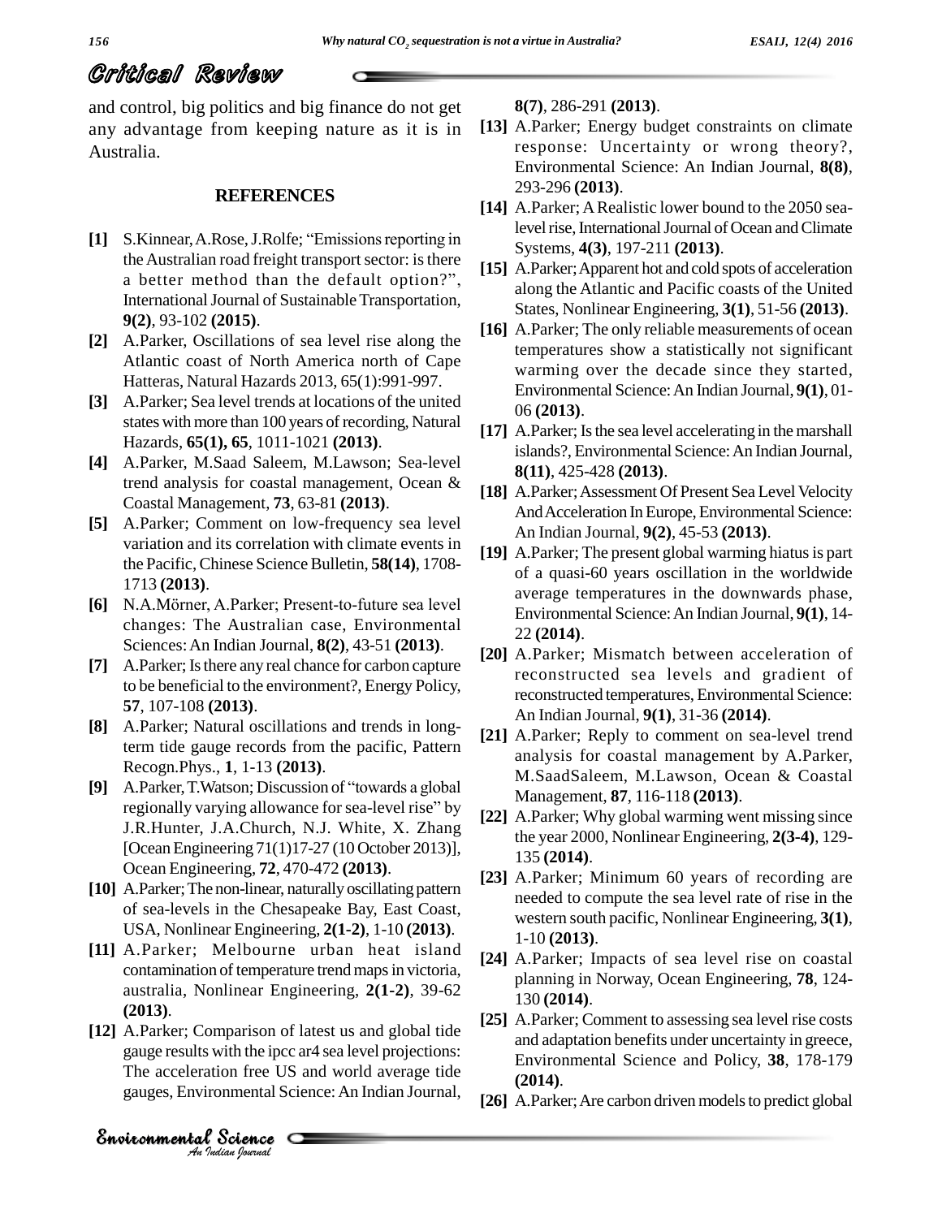and control, big politics and big finance do not get any advantage from keeping nature as it is in Australia.

## REFERENCES

[1] S.Kinnear, A.Rose, J.Rolfe; "Emissions reporting in the Australian road freight transport sector: is there a better method than the default option?", International Journal of Sustainable Transportation, **9(2)**, 93-102 **(2015)**.

[2] A.Parker, Oscillations of sea level rise along the Atlantic coast of North America north of Cape Hatteras, Natural Hazards 2013, 65(1):991-997.

[3] A.Parker; Sea level trends at locations of the united states with more than 100 years of recording, Natural Hazards, **65(1), 65**, 1011-1021 **(2013)**.

[4] A.Parker, M.Saad Saleem, M.Lawson; Sea-level trend analysis for coastal management, Ocean & Coastal Management, **73**, 63-81 **(2013)**.

[5] A.Parker; Comment on low-frequency sea level variation and its correlation with climate events in the Pacific, Chinese Science Bulletin, **58(14)**, 1708-1713 **(2013)**.

[6] N.A.Mörner, A.Parker; Present-to-future sea level changes: The Australian case, Environmental Sciences: An Indian Journal, **8(2)**, 43-51 **(2013)**.

[7] A.Parker; Is there any real chance for carbon capture to be beneficial to the environment?, Energy Policy, **57**, 107-108 **(2013)**.

[8] A.Parker; Natural oscillations and trends in long-term tide gauge records from the pacific, Pattern Recogn.Phys., **1**, 1-13 **(2013)**.

[9] A.Parker, T.Watson; Discussion of "towards a global regionally varying allowance for sea-level rise" by J.R.Hunter, J.A.Church, N.J. White, X. Zhang [Ocean Engineering 71(1)17-27 (10 October 2013)], Ocean Engineering, **72**, 470-472 **(2013)**.

[10] A.Parker; The non-linear, naturally oscillating pattern of sea-levels in the Chesapeake Bay, East Coast, USA, Nonlinear Engineering, **2(1-2)**, 1-10 **(2013)**.

[11] A.Parker; Melbourne urban heat island contamination of temperature trend maps in victoria, australia, Nonlinear Engineering, **2(1-2)**, 39-62 **(2013)**.

[12] A.Parker; Comparison of latest us and global tide gauge results with the ipcc ar4 sea level projections: The acceleration free US and world average tide gauges, Environmental Science: An Indian Journal, **8(7)**, 286-291 **(2013)**.

[13] A.Parker; Energy budget constraints on climate response: Uncertainty or wrong theory?, Environmental Science: An Indian Journal, **8(8)**, 293-296 **(2013)**.

[14] A.Parker; A Realistic lower bound to the 2050 sea-level rise, International Journal of Ocean and Climate Systems, **4(3)**, 197-211 **(2013)**.

[15] A.Parker; Apparent hot and cold spots of acceleration along the Atlantic and Pacific coasts of the United States, Nonlinear Engineering, **3(1)**, 51-56 **(2013)**.

[16] A.Parker; The only reliable measurements of ocean temperatures show a statistically not significant warming over the decade since they started, Environmental Science: An Indian Journal, **9(1)**, 01-06 **(2013)**.

[17] A.Parker; Is the sea level accelerating in the marshall islands?, Environmental Science: An Indian Journal, **8(11)**, 425-428 **(2013)**.

[18] A.Parker; Assessment Of Present Sea Level Velocity And Acceleration In Europe, Environmental Science: An Indian Journal, **9(2)**, 45-53 **(2013)**.

[19] A.Parker; The present global warming hiatus is part of a quasi-60 years oscillation in the worldwide average temperatures in the downwards phase, Environmental Science: An Indian Journal, **9(1)**, 14-22 **(2014)**.

[20] A.Parker; Mismatch between acceleration of reconstructed sea levels and gradient of reconstructed temperatures, Environmental Science: An Indian Journal, **9(1)**, 31-36 **(2014)**.

[21] A.Parker; Reply to comment on sea-level trend analysis for coastal management by A.Parker, M.SaadSaleem, M.Lawson, Ocean & Coastal Management, **87**, 116-118 **(2013)**.

[22] A.Parker; Why global warming went missing since the year 2000, Nonlinear Engineering, **2(3-4)**, 129-135 **(2014)**.

[23] A.Parker; Minimum 60 years of recording are needed to compute the sea level rate of rise in the western south pacific, Nonlinear Engineering, **3(1)**, 1-10 **(2013)**.

[24] A.Parker; Impacts of sea level rise on coastal planning in Norway, Ocean Engineering, **78**, 124-130 **(2014)**.

[25] A.Parker; Comment to assessing sea level rise costs and adaptation benefits under uncertainty in greece, Environmental Science and Policy, **38**, 178-179 **(2014)**.

[26] A.Parker; Are carbon driven models to predict global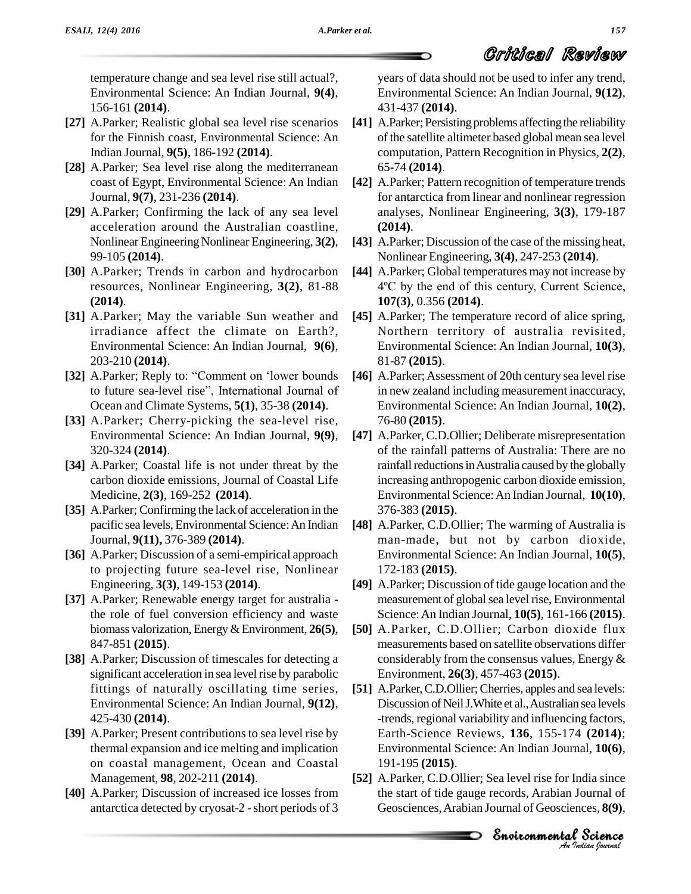temperature change and sea level rise still actual?, Environmental Science: An Indian Journal, **9(4)**, 156-161 **(2014)**.

**[27]** A.Parker; Realistic global sea level rise scenarios for the Finnish coast, Environmental Science: An Indian Journal, **9(5)**, 186-192 **(2014)**.

**[28]** A.Parker; Sea level rise along the mediterranean coast of Egypt, Environmental Science: An Indian Journal, **9(7)**, 231-236 **(2014)**.

**[29]** A.Parker; Confirming the lack of any sea level acceleration around the Australian coastline, Nonlinear Engineering Nonlinear Engineering, **3(2)**, 99-105 **(2014)**.

**[30]** A.Parker; Trends in carbon and hydrocarbon resources, Nonlinear Engineering, **3(2)**, 81-88 **(2014)**.

**[31]** A.Parker; May the variable Sun weather and irradiance affect the climate on Earth?, Environmental Science: An Indian Journal, **9(6)**, 203-210 **(2014)**.

**[32]** A.Parker; Reply to: "Comment on 'lower bounds to future sea-level rise", International Journal of Ocean and Climate Systems, **5(1)**, 35-38 **(2014)**.

**[33]** A.Parker; Cherry-picking the sea-level rise, Environmental Science: An Indian Journal, **9(9)**, 320-324 **(2014)**.

**[34]** A.Parker; Coastal life is not under threat by the carbon dioxide emissions, Journal of Coastal Life Medicine, **2(3)**, 169-252 **(2014)**.

**[35]** A.Parker; Confirming the lack of acceleration in the pacific sea levels, Environmental Science: An Indian Journal, **9(11),** 376-389 **(2014)**.

**[36]** A.Parker; Discussion of a semi-empirical approach to projecting future sea-level rise, Nonlinear Engineering, **3(3)**, 149-153 **(2014)**.

**[37]** A.Parker; Renewable energy target for australia - the role of fuel conversion efficiency and waste biomass valorization, Energy & Environment, **26(5)**, 847-851 **(2015)**.

**[38]** A.Parker; Discussion of timescales for detecting a significant acceleration in sea level rise by parabolic fittings of naturally oscillating time series, Environmental Science: An Indian Journal, **9(12)**, 425-430 **(2014)**.

**[39]** A.Parker; Present contributions to sea level rise by thermal expansion and ice melting and implication on coastal management, Ocean and Coastal Management, **98**, 202-211 **(2014)**.

**[40]** A.Parker; Discussion of increased ice losses from antarctica detected by cryosat-2 - short periods of 3 years of data should not be used to infer any trend, Environmental Science: An Indian Journal, **9(12)**, 431-437 **(2014)**.

**[41]** A.Parker; Persisting problems affecting the reliability of the satellite altimeter based global mean sea level computation, Pattern Recognition in Physics, **2(2)**, 65-74 **(2014)**.

**[42]** A.Parker; Pattern recognition of temperature trends for antarctica from linear and nonlinear regression analyses, Nonlinear Engineering, **3(3)**, 179-187 **(2014)**.

**[43]** A.Parker; Discussion of the case of the missing heat, Nonlinear Engineering, **3(4)**, 247-253 **(2014)**.

**[44]** A.Parker; Global temperatures may not increase by 4ºC by the end of this century, Current Science, **107(3)**, 0.356 **(2014)**.

**[45]** A.Parker; The temperature record of alice spring, Northern territory of australia revisited, Environmental Science: An Indian Journal, **10(3)**, 81-87 **(2015)**.

**[46]** A.Parker; Assessment of 20th century sea level rise in new zealand including measurement inaccuracy, Environmental Science: An Indian Journal, **10(2)**, 76-80 **(2015)**.

**[47]** A.Parker, C.D.Ollier; Deliberate misrepresentation of the rainfall patterns of Australia: There are no rainfall reductions in Australia caused by the globally increasing anthropogenic carbon dioxide emission, Environmental Science: An Indian Journal, **10(10)**, 376-383 **(2015)**.

**[48]** A.Parker, C.D.Ollier; The warming of Australia is man-made, but not by carbon dioxide, Environmental Science: An Indian Journal, **10(5)**, 172-183 **(2015)**.

**[49]** A.Parker; Discussion of tide gauge location and the measurement of global sea level rise, Environmental Science: An Indian Journal, **10(5)**, 161-166 **(2015)**.

**[50]** A.Parker, C.D.Ollier; Carbon dioxide flux measurements based on satellite observations differ considerably from the consensus values, Energy & Environment, **26(3)**, 457-463 **(2015)**.

**[51]** A.Parker, C.D.Ollier; Cherries, apples and sea levels: Discussion of Neil J.White et al., Australian sea levels -trends, regional variability and influencing factors, Earth-Science Reviews, **136**, 155-174 **(2014)**; Environmental Science: An Indian Journal, **10(6)**, 191-195 **(2015)**.

**[52]** A.Parker, C.D.Ollier; Sea level rise for India since the start of tide gauge records, Arabian Journal of Geosciences, Arabian Journal of Geosciences, **8(9)**,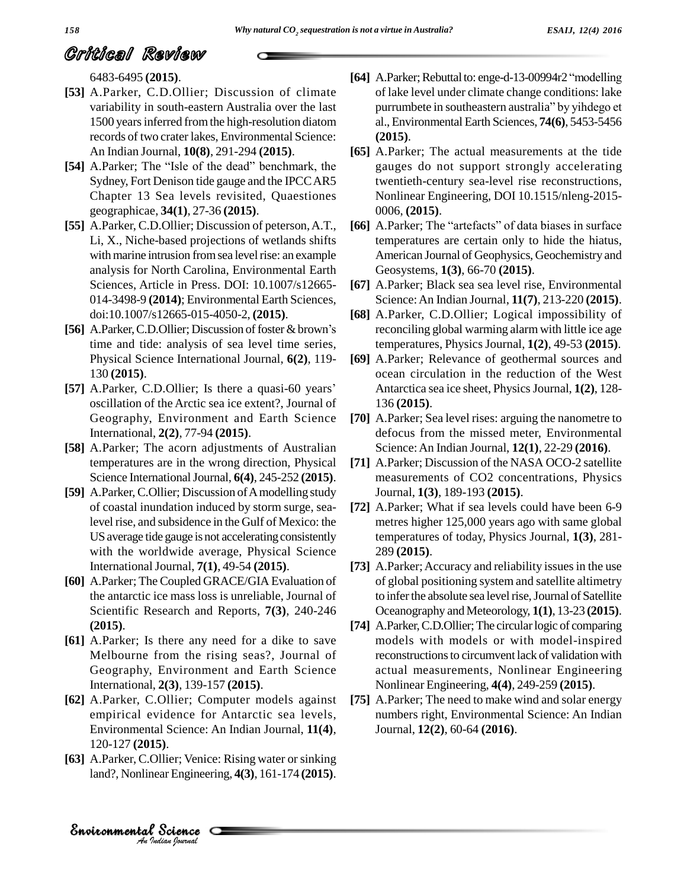6483-6495 **(2015)**.

**[53]** A.Parker, C.D.Ollier; Discussion of climate variability in south-eastern Australia over the last 1500 years inferred from the high-resolution diatom records of two crater lakes, Environmental Science: An Indian Journal, **10(8)**, 291-294 **(2015)**.

**[54]** A.Parker; The "Isle of the dead" benchmark, the Sydney, Fort Denison tide gauge and the IPCC AR5 Chapter 13 Sea levels revisited, Quaestiones geographicae, **34(1)**, 27-36 **(2015)**.

**[55]** A.Parker, C.D.Ollier; Discussion of peterson, A.T., Li, X., Niche-based projections of wetlands shifts with marine intrusion from sea level rise: an example analysis for North Carolina, Environmental Earth Sciences, Article in Press. DOI: 10.1007/s12665-014-3498-9 **(2014)**; Environmental Earth Sciences, doi:10.1007/s12665-015-4050-2, **(2015)**.

**[56]** A.Parker, C.D.Ollier; Discussion of foster & brown's time and tide: analysis of sea level time series, Physical Science International Journal, **6(2)**, 119-130 **(2015)**.

**[57]** A.Parker, C.D.Ollier; Is there a quasi-60 years' oscillation of the Arctic sea ice extent?, Journal of Geography, Environment and Earth Science International, **2(2)**, 77-94 **(2015)**.

**[58]** A.Parker; The acorn adjustments of Australian temperatures are in the wrong direction, Physical Science International Journal, **6(4)**, 245-252 **(2015)**.

**[59]** A.Parker, C.Ollier; Discussion of A modelling study of coastal inundation induced by storm surge, sea-level rise, and subsidence in the Gulf of Mexico: the US average tide gauge is not accelerating consistently with the worldwide average, Physical Science International Journal, **7(1)**, 49-54 **(2015)**.

**[60]** A.Parker; The Coupled GRACE/GIA Evaluation of the antarctic ice mass loss is unreliable, Journal of Scientific Research and Reports, **7(3)**, 240-246 **(2015)**.

**[61]** A.Parker; Is there any need for a dike to save Melbourne from the rising seas?, Journal of Geography, Environment and Earth Science International, **2(3)**, 139-157 **(2015)**.

**[62]** A.Parker, C.Ollier; Computer models against empirical evidence for Antarctic sea levels, Environmental Science: An Indian Journal, **11(4)**, 120-127 **(2015)**.

**[63]** A.Parker, C.Ollier; Venice: Rising water or sinking land?, Nonlinear Engineering, **4(3)**, 161-174 **(2015)**.

**[64]** A.Parker; Rebuttal to: enge-d-13-00994r2 "modelling of lake level under climate change conditions: lake purrumbete in southeastern australia" by yihdego et al., Environmental Earth Sciences, **74(6)**, 5453-5456 **(2015)**.

**[65]** A.Parker; The actual measurements at the tide gauges do not support strongly accelerating twentieth-century sea-level rise reconstructions, Nonlinear Engineering, DOI 10.1515/nleng-2015-0006, **(2015)**.

**[66]** A.Parker; The "artefacts" of data biases in surface temperatures are certain only to hide the hiatus, American Journal of Geophysics, Geochemistry and Geosystems, **1(3)**, 66-70 **(2015)**.

**[67]** A.Parker; Black sea sea level rise, Environmental Science: An Indian Journal, **11(7)**, 213-220 **(2015)**.

**[68]** A.Parker, C.D.Ollier; Logical impossibility of reconciling global warming alarm with little ice age temperatures, Physics Journal, **1(2)**, 49-53 **(2015)**.

**[69]** A.Parker; Relevance of geothermal sources and ocean circulation in the reduction of the West Antarctica sea ice sheet, Physics Journal, **1(2)**, 128-136 **(2015)**.

**[70]** A.Parker; Sea level rises: arguing the nanometre to defocus from the missed meter, Environmental Science: An Indian Journal, **12(1)**, 22-29 **(2016)**.

**[71]** A.Parker; Discussion of the NASA OCO-2 satellite measurements of CO2 concentrations, Physics Journal, **1(3)**, 189-193 **(2015)**.

**[72]** A.Parker; What if sea levels could have been 6-9 metres higher 125,000 years ago with same global temperatures of today, Physics Journal, **1(3)**, 281-289 **(2015)**.

**[73]** A.Parker; Accuracy and reliability issues in the use of global positioning system and satellite altimetry to infer the absolute sea level rise, Journal of Satellite Oceanography and Meteorology, **1(1)**, 13-23 **(2015)**.

**[74]** A.Parker, C.D.Ollier; The circular logic of comparing models with models or with model-inspired reconstructions to circumvent lack of validation with actual measurements, Nonlinear Engineering Nonlinear Engineering, **4(4)**, 249-259 **(2015)**.

**[75]** A.Parker; The need to make wind and solar energy numbers right, Environmental Science: An Indian Journal, **12(2)**, 60-64 **(2016)**.